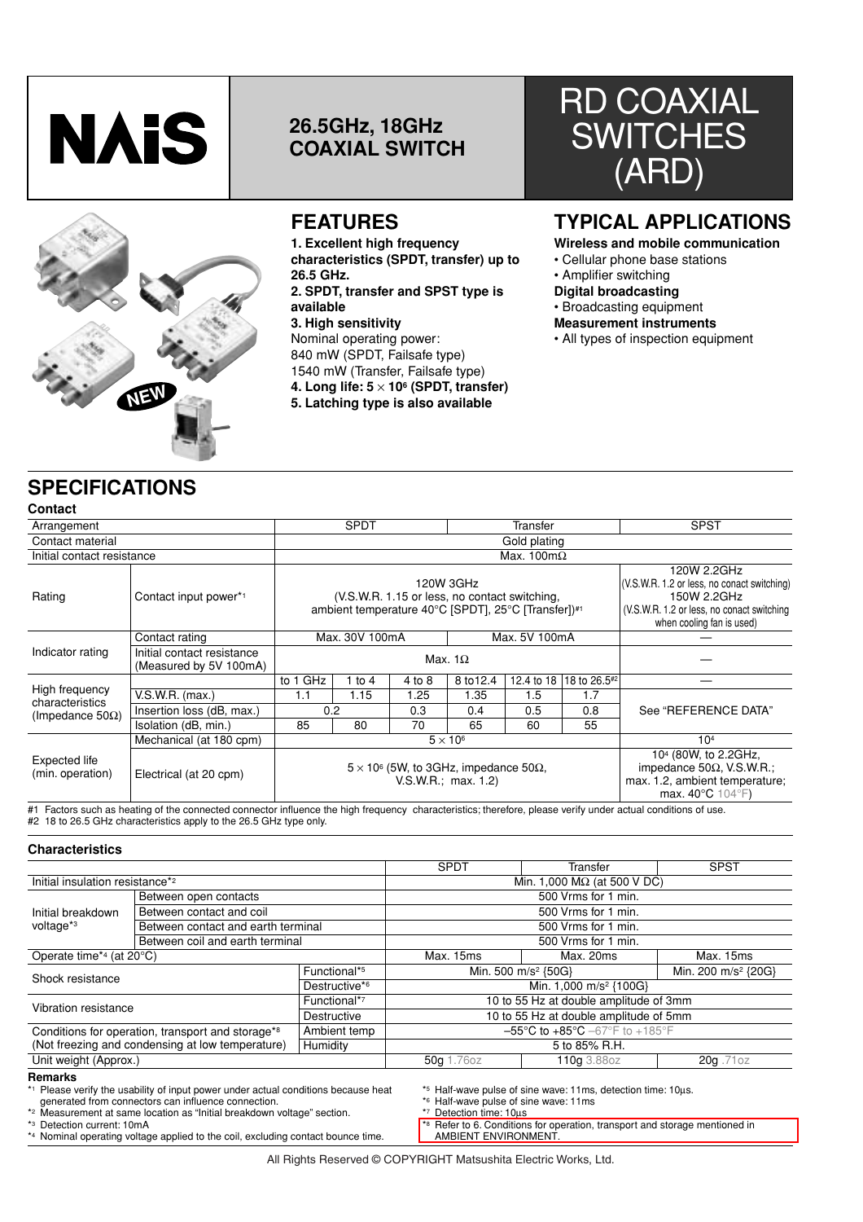NAiS

## 26.5GHz, 18GHz COAXIAL SWITCH

# RD COAXIAL SWITCHES (ARD)

## FEATURES

**1. Excellent high frequency characteristics (SPDT, transfer) up to 26.5 GHz.**
**2. SPDT, transfer and SPST type is available**
**3. High sensitivity**
Nominal operating power:
840 mW (SPDT, Failsafe type)
1540 mW (Transfer, Failsafe type)
**4. Long life: 5 × 10[6] (SPDT, transfer)**
**5. Latching type is also available**

## TYPICAL APPLICATIONS

**Wireless and mobile communication**
- Cellular phone base stations
- Amplifier switching

**Digital broadcasting**
- Broadcasting equipment

**Measurement instruments**
- All types of inspection equipment

## SPECIFICATIONS

### Contact

| | | | | | | | | |
|---|---|---|---|---|---|---|---|---|
| Arrangement | | SPDT | | | Transfer | | | SPST |
| Contact material | | Gold plating | | | | | | |
| Initial contact resistance | | Max. 100mΩ | | | | | | |
| Rating | Contact input power*1 | 120W 3GHz (V.S.W.R. 1.15 or less, no contact switching, ambient temperature 40°C [SPDT], 25°C [Transfer])#1 | | | | | | 120W 2.2GHz (V.S.W.R. 1.2 or less, no conact switching) 150W 2.2GHz (V.S.W.R. 1.2 or less, no conact switching when cooling fan is used) |
| Indicator rating | Contact rating | Max. 30V 100mA | | | Max. 5V 100mA | | | — |
| | Initial contact resistance (Measured by 5V 100mA) | Max. 1Ω | | | | | | — |
| High frequency characteristics (Impedance 50Ω) | | to 1 GHz | 1 to 4 | 4 to 8 | 8 to12.4 | 12.4 to 18 | 18 to 26.5#2 | — |
| | V.S.W.R. (max.) | 1.1 | 1.15 | 1.25 | 1.35 | 1.5 | 1.7 | See "REFERENCE DATA" |
| | Insertion loss (dB, max.) | 0.2 | | 0.3 | 0.4 | 0.5 | 0.8 | |
| | Isolation (dB, min.) | 85 | 80 | 70 | 65 | 60 | 55 | |
| Expected life (min. operation) | Mechanical (at 180 cpm) | 5 × 10[6] | | | | | | 10[4] |
| | Electrical (at 20 cpm) | 5 × 10[6] (5W, to 3GHz, impedance 50Ω, V.S.W.R.; max. 1.2) | | | | | | 10[4] (80W, to 2.2GHz, impedance 50Ω, V.S.W.R.; max. 1.2, ambient temperature; max. 40°C 104°F) |

#1 Factors such as heating of the connected connector influence the high frequency characteristics; therefore, please verify under actual conditions of use.
#2 18 to 26.5 GHz characteristics apply to the 26.5 GHz type only.

### Characteristics

| | | | SPDT | Transfer | SPST |
|---|---|---|---|---|---|
| Initial insulation resistance*2 | | | Min. 1,000 MΩ (at 500 V DC) | | |
| Initial breakdown voltage*3 | Between open contacts | | 500 Vrms for 1 min. | | |
| | Between contact and coil | | 500 Vrms for 1 min. | | |
| | Between contact and earth terminal | | 500 Vrms for 1 min. | | |
| | Between coil and earth terminal | | 500 Vrms for 1 min. | | |
| Operate time*4 (at 20°C) | | | Max. 15ms | Max. 20ms | Max. 15ms |
| Shock resistance | | Functional*5 | Min. 500 m/s² {50G} | | Min. 200 m/s² {20G} |
| | | Destructive*6 | Min. 1,000 m/s² {100G} | | |
| Vibration resistance | | Functional*7 | 10 to 55 Hz at double amplitude of 3mm | | |
| | | Destructive | 10 to 55 Hz at double amplitude of 5mm | | |
| Conditions for operation, transport and storage*8 (Not freezing and condensing at low temperature) | | Ambient temp | –55°C to +85°C –67°F to +185°F | | |
| | | Humidity | 5 to 85% R.H. | | |
| Unit weight (Approx.) | | | 50g 1.76oz | 110g 3.88oz | 20g .71oz |

**Remarks**

*1 Please verify the usability of input power under actual conditions because heat generated from connectors can influence connection.
*2 Measurement at same location as "Initial breakdown voltage" section.
*3 Detection current: 10mA
*4 Nominal operating voltage applied to the coil, excluding contact bounce time.
*5 Half-wave pulse of sine wave: 11ms, detection time: 10µs.
*6 Half-wave pulse of sine wave: 11ms
*7 Detection time: 10µs
*8 Refer to 6. Conditions for operation, transport and storage mentioned in AMBIENT ENVIRONMENT.

All Rights Reserved © COPYRIGHT Matsushita Electric Works, Ltd.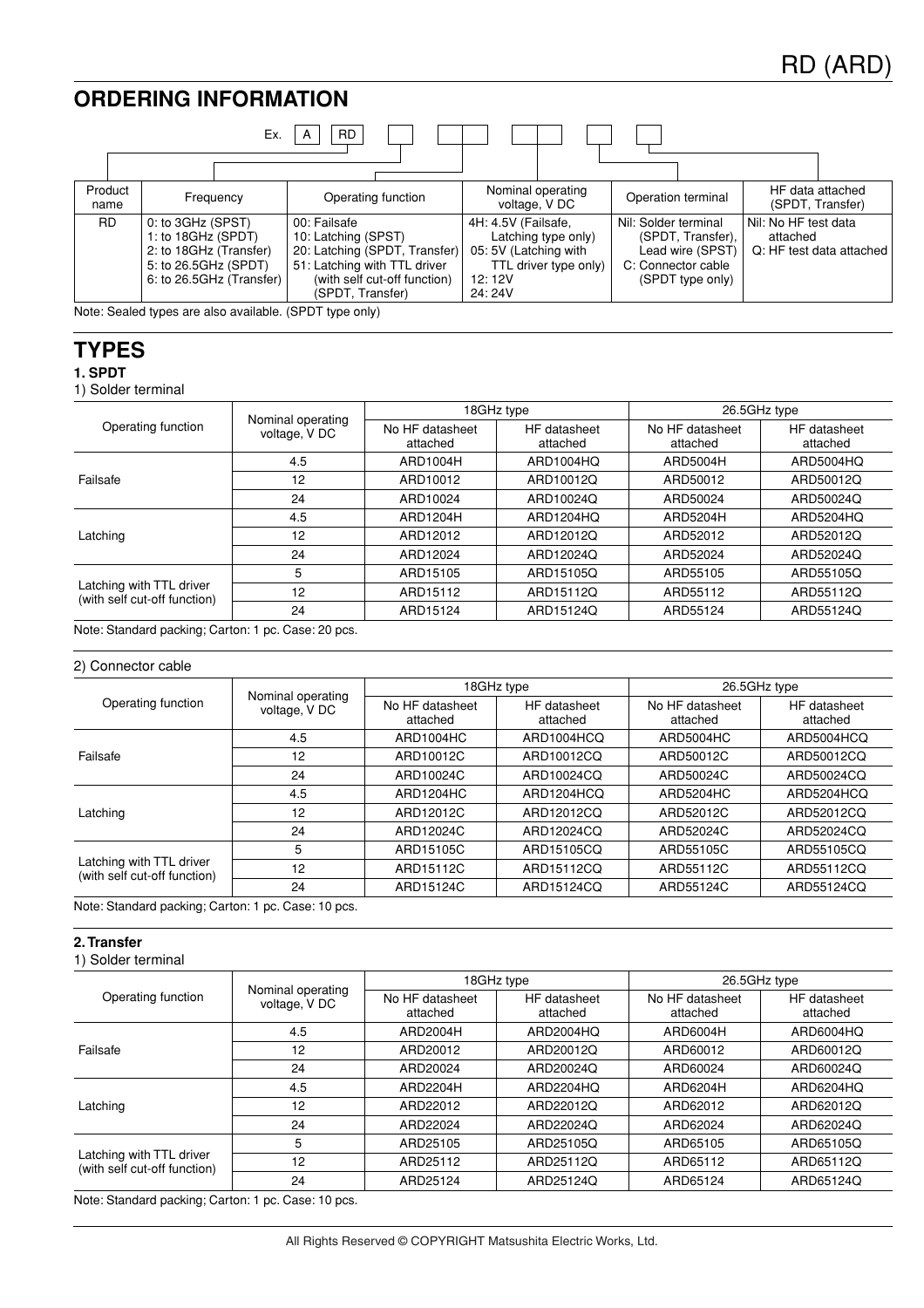## ORDERING INFORMATION

Ex. A RD

| Product name | Frequency | Operating function | Nominal operating voltage, V DC | Operation terminal | HF data attached (SPDT, Transfer) |
|---|---|---|---|---|---|
| RD | 0: to 3GHz (SPST)<br>1: to 18GHz (SPDT)<br>2: to 18GHz (Transfer)<br>5: to 26.5GHz (SPDT)<br>6: to 26.5GHz (Transfer) | 00: Failsafe<br>10: Latching (SPST)<br>20: Latching (SPDT, Transfer)<br>51: Latching with TTL driver (with self cut-off function) (SPDT, Transfer) | 4H: 4.5V (Failsafe, Latching type only)<br>05: 5V (Latching with TTL driver type only)<br>12: 12V<br>24: 24V | Nil: Solder terminal (SPDT, Transfer), Lead wire (SPST)<br>C: Connector cable (SPDT type only) | Nil: No HF test data attached<br>Q: HF test data attached |

Note: Sealed types are also available. (SPDT type only)

## TYPES

### 1. SPDT

1) Solder terminal

| Operating function | Nominal operating voltage, V DC | 18GHz type | | 26.5GHz type | |
|---|---|---|---|---|---|
| | | No HF datasheet attached | HF datasheet attached | No HF datasheet attached | HF datasheet attached |
| Failsafe | 4.5 | ARD1004H | ARD1004HQ | ARD5004H | ARD5004HQ |
| | 12 | ARD10012 | ARD10012Q | ARD50012 | ARD50012Q |
| | 24 | ARD10024 | ARD10024Q | ARD50024 | ARD50024Q |
| Latching | 4.5 | ARD1204H | ARD1204HQ | ARD5204H | ARD5204HQ |
| | 12 | ARD12012 | ARD12012Q | ARD52012 | ARD52012Q |
| | 24 | ARD12024 | ARD12024Q | ARD52024 | ARD52024Q |
| Latching with TTL driver (with self cut-off function) | 5 | ARD15105 | ARD15105Q | ARD55105 | ARD55105Q |
| | 12 | ARD15112 | ARD15112Q | ARD55112 | ARD55112Q |
| | 24 | ARD15124 | ARD15124Q | ARD55124 | ARD55124Q |

Note: Standard packing; Carton: 1 pc. Case: 20 pcs.

2) Connector cable

| Operating function | Nominal operating voltage, V DC | 18GHz type | | 26.5GHz type | |
|---|---|---|---|---|---|
| | | No HF datasheet attached | HF datasheet attached | No HF datasheet attached | HF datasheet attached |
| Failsafe | 4.5 | ARD1004HC | ARD1004HCQ | ARD5004HC | ARD5004HCQ |
| | 12 | ARD10012C | ARD10012CQ | ARD50012C | ARD50012CQ |
| | 24 | ARD10024C | ARD10024CQ | ARD50024C | ARD50024CQ |
| Latching | 4.5 | ARD1204HC | ARD1204HCQ | ARD5204HC | ARD5204HCQ |
| | 12 | ARD12012C | ARD12012CQ | ARD52012C | ARD52012CQ |
| | 24 | ARD12024C | ARD12024CQ | ARD52024C | ARD52024CQ |
| Latching with TTL driver (with self cut-off function) | 5 | ARD15105C | ARD15105CQ | ARD55105C | ARD55105CQ |
| | 12 | ARD15112C | ARD15112CQ | ARD55112C | ARD55112CQ |
| | 24 | ARD15124C | ARD15124CQ | ARD55124C | ARD55124CQ |

Note: Standard packing; Carton: 1 pc. Case: 10 pcs.

### 2. Transfer

1) Solder terminal

| Operating function | Nominal operating voltage, V DC | 18GHz type | | 26.5GHz type | |
|---|---|---|---|---|---|
| | | No HF datasheet attached | HF datasheet attached | No HF datasheet attached | HF datasheet attached |
| Failsafe | 4.5 | ARD2004H | ARD2004HQ | ARD6004H | ARD6004HQ |
| | 12 | ARD20012 | ARD20012Q | ARD60012 | ARD60012Q |
| | 24 | ARD20024 | ARD20024Q | ARD60024 | ARD60024Q |
| Latching | 4.5 | ARD2204H | ARD2204HQ | ARD6204H | ARD6204HQ |
| | 12 | ARD22012 | ARD22012Q | ARD62012 | ARD62012Q |
| | 24 | ARD22024 | ARD22024Q | ARD62024 | ARD62024Q |
| Latching with TTL driver (with self cut-off function) | 5 | ARD25105 | ARD25105Q | ARD65105 | ARD65105Q |
| | 12 | ARD25112 | ARD25112Q | ARD65112 | ARD65112Q |
| | 24 | ARD25124 | ARD25124Q | ARD65124 | ARD65124Q |

Note: Standard packing; Carton: 1 pc. Case: 10 pcs.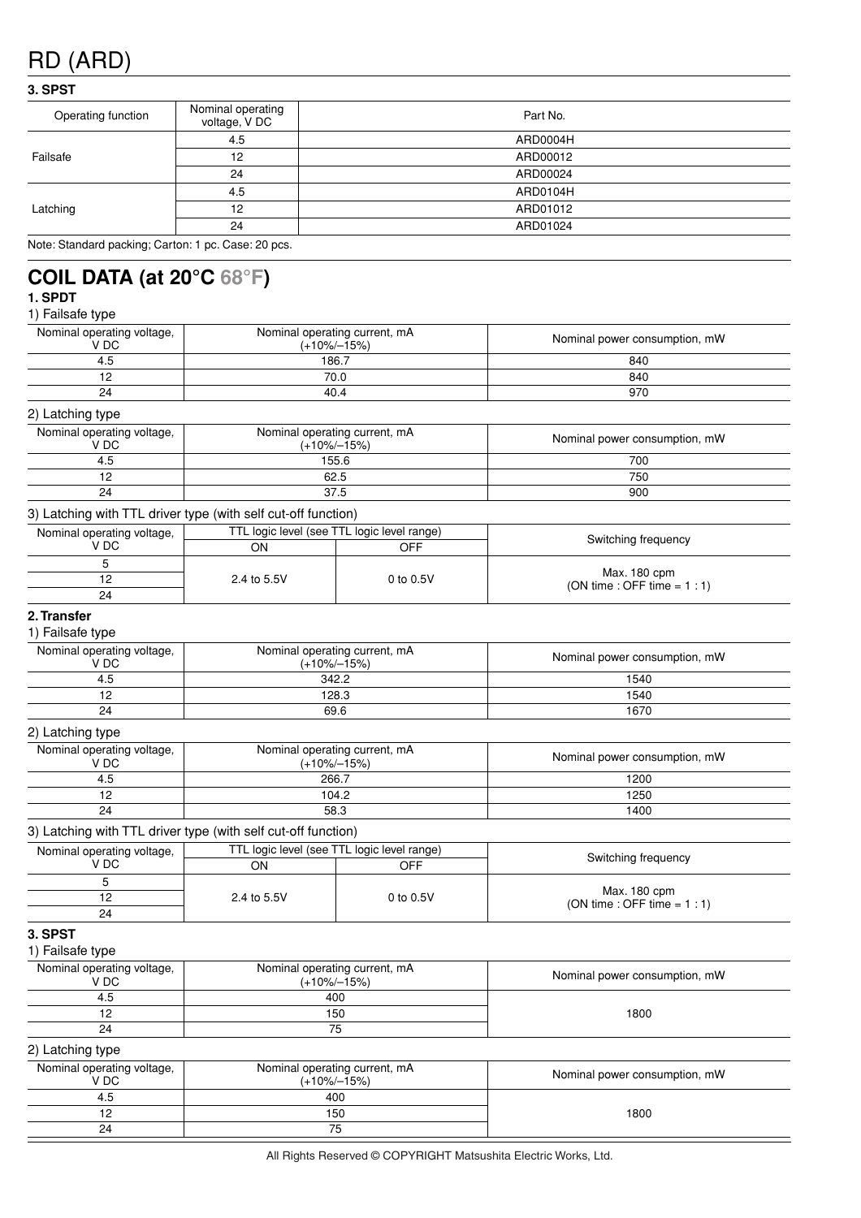# RD (ARD)

**3. SPST**

| Operating function | Nominal operating voltage, V DC | Part No. |
|---|---|---|
| Failsafe | 4.5 | ARD0004H |
| | 12 | ARD00012 |
| | 24 | ARD00024 |
| Latching | 4.5 | ARD0104H |
| | 12 | ARD01012 |
| | 24 | ARD01024 |

Note: Standard packing; Carton: 1 pc. Case: 20 pcs.

## COIL DATA (at 20°C 68°F)

**1. SPDT**

1) Failsafe type

| Nominal operating voltage, V DC | Nominal operating current, mA (+10%/–15%) | Nominal power consumption, mW |
|---|---|---|
| 4.5 | 186.7 | 840 |
| 12 | 70.0 | 840 |
| 24 | 40.4 | 970 |

2) Latching type

| Nominal operating voltage, V DC | Nominal operating current, mA (+10%/–15%) | Nominal power consumption, mW |
|---|---|---|
| 4.5 | 155.6 | 700 |
| 12 | 62.5 | 750 |
| 24 | 37.5 | 900 |

3) Latching with TTL driver type (with self cut-off function)

| Nominal operating voltage, V DC | TTL logic level (see TTL logic level range) | | Switching frequency |
|---|---|---|---|
| | ON | OFF | |
| 5 | 2.4 to 5.5V | 0 to 0.5V | Max. 180 cpm (ON time : OFF time = 1 : 1) |
| 12 | | | |
| 24 | | | |

**2. Transfer**

1) Failsafe type

| Nominal operating voltage, V DC | Nominal operating current, mA (+10%/–15%) | Nominal power consumption, mW |
|---|---|---|
| 4.5 | 342.2 | 1540 |
| 12 | 128.3 | 1540 |
| 24 | 69.6 | 1670 |

2) Latching type

| Nominal operating voltage, V DC | Nominal operating current, mA (+10%/–15%) | Nominal power consumption, mW |
|---|---|---|
| 4.5 | 266.7 | 1200 |
| 12 | 104.2 | 1250 |
| 24 | 58.3 | 1400 |

3) Latching with TTL driver type (with self cut-off function)

| Nominal operating voltage, V DC | TTL logic level (see TTL logic level range) | | Switching frequency |
|---|---|---|---|
| | ON | OFF | |
| 5 | 2.4 to 5.5V | 0 to 0.5V | Max. 180 cpm (ON time : OFF time = 1 : 1) |
| 12 | | | |
| 24 | | | |

**3. SPST**

1) Failsafe type

| Nominal operating voltage, V DC | Nominal operating current, mA (+10%/–15%) | Nominal power consumption, mW |
|---|---|---|
| 4.5 | 400 | 1800 |
| 12 | 150 | |
| 24 | 75 | |

2) Latching type

| Nominal operating voltage, V DC | Nominal operating current, mA (+10%/–15%) | Nominal power consumption, mW |
|---|---|---|
| 4.5 | 400 | 1800 |
| 12 | 150 | |
| 24 | 75 | |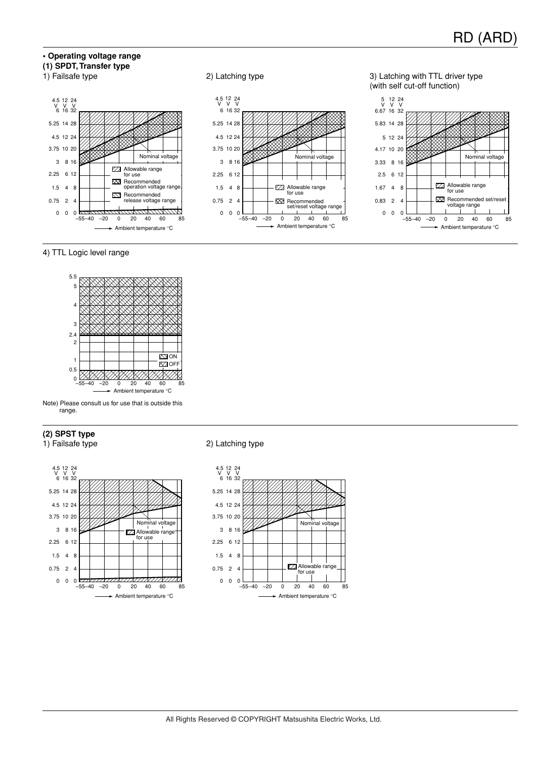• **Operating voltage range**

**(1) SPDT, Transfer type**

1) Failsafe type

4.5 V 12 V 24 V

6 16 32

5.25 14 28

4.5 12 24

3.75 10 20

3 8 16

2.25 6 12

1.5 4 8

0.75 2 4

0 0 0

–55–40 –20 0 20 40 60 85

Ambient temperature °C

Nominal voltage

Allowable range for use

Recommended operation voltage range

Recommended release voltage range

2) Latching type

4.5 V 12 V 24 V

6 16 32

5.25 14 28

4.5 12 24

3.75 10 20

3 8 16

2.25 6 12

1.5 4 8

0.75 2 4

0 0 0

–55–40 –20 0 20 40 60 85

Ambient temperature °C

Nominal voltage

Allowable range for use

Recommended set/reset voltage range

3) Latching with TTL driver type (with self cut-off function)

5 V 12 V 24 V

6.67 16 32

5.83 14 28

5 12 24

4.17 10 20

3.33 8 16

2.5 6 12

1.67 4 8

0.83 2 4

0 0 0

–55–40 –20 0 20 40 60 85

Ambient temperature °C

Nominal voltage

Allowable range for use

Recommended set/reset voltage range

4) TTL Logic level range

5.5

5

4

3

2.4

2

1

0.5

0

–55–40 –20 0 20 40 60 85

Ambient temperature °C

ON

OFF

Note) Please consult us for use that is outside this range.

**(2) SPST type**

1) Failsafe type

4.5 V 12 V 24 V

6 16 32

5.25 14 28

4.5 12 24

3.75 10 20

3 8 16

2.25 6 12

1.5 4 8

0.75 2 4

0 0 0

–55–40 –20 0 20 40 60 85

Ambient temperature °C

Nominal voltage

Allowable range for use

2) Latching type

4.5 V 12 V 24 V

6 16 32

5.25 14 28

4.5 12 24

3.75 10 20

3 8 16

2.25 6 12

1.5 4 8

0.75 2 4

0 0 0

–55–40 –20 0 20 40 60 85

Ambient temperature °C

Nominal voltage

Allowable range for use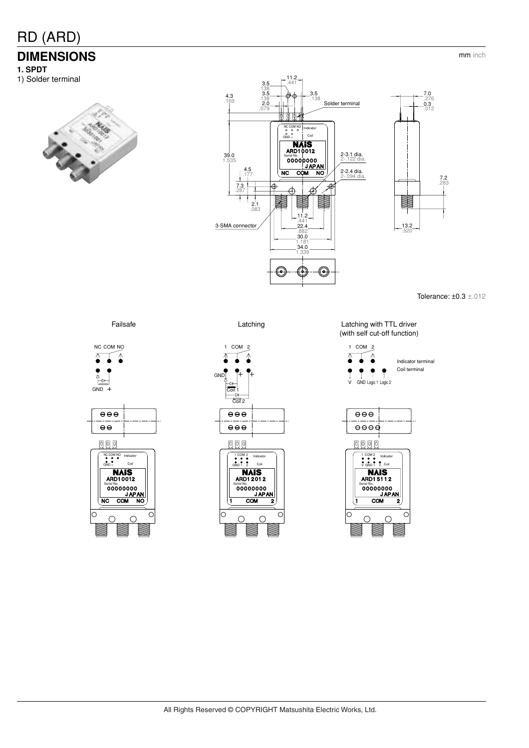# RD (ARD)

## DIMENSIONS

mm inch

**1. SPDT**

1) Solder terminal

Tolerance: ±0.3 ±.012

Failsafe

Latching

Latching with TTL driver (with self cut-off function)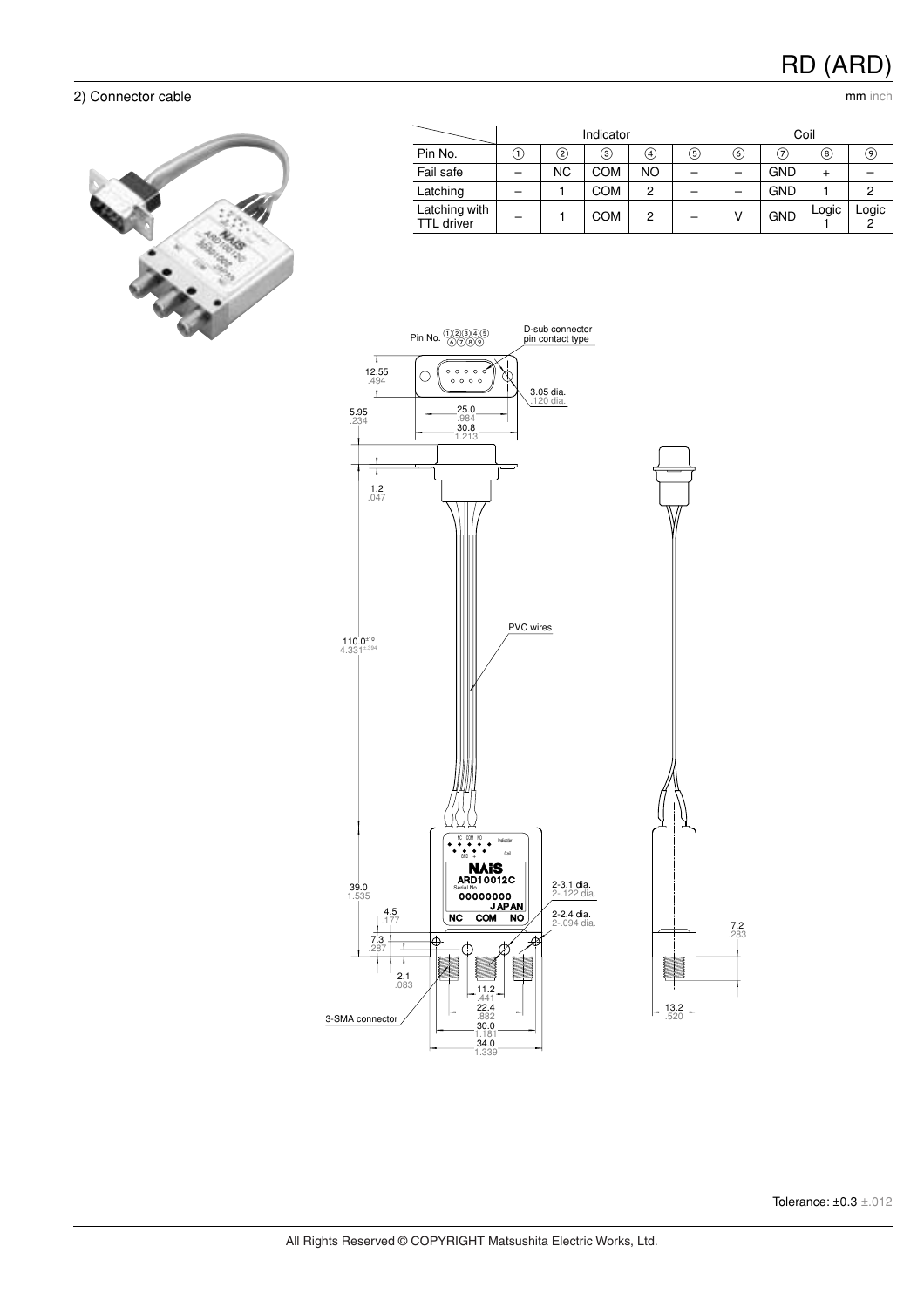## 2) Connector cable

mm inch

| | Indicator | | | | | Coil | | | |
|---|---|---|---|---|---|---|---|---|---|
| Pin No. | ① | ② | ③ | ④ | ⑤ | ⑥ | ⑦ | ⑧ | ⑨ |
| Fail safe | – | NC | COM | NO | – | – | GND | + | – |
| Latching | – | 1 | COM | 2 | – | – | GND | 1 | 2 |
| Latching with TTL driver | – | 1 | COM | 2 | – | V | GND | Logic 1 | Logic 2 |

Pin No. ①②③④⑤ ⑥⑦⑧⑨

D-sub connector pin contact type

12.55 .494

3.05 dia. .120 dia.

25.0 .984

30.8 1.213

5.95 .234

1.2 .047

PVC wires

$110.0^{\pm 10}$ $4.331^{\pm .394}$

39.0 1.535

4.5 .177

7.3 .287

2.1 .083

2-3.1 dia. 2-.122 dia.

2-2.4 dia. 2-.094 dia.

11.2 .441

22.4 .882

30.0 1.181

34.0 1.339

3-SMA connector

7.2 .283

13.2 .520

Tolerance: ±0.3 ±.012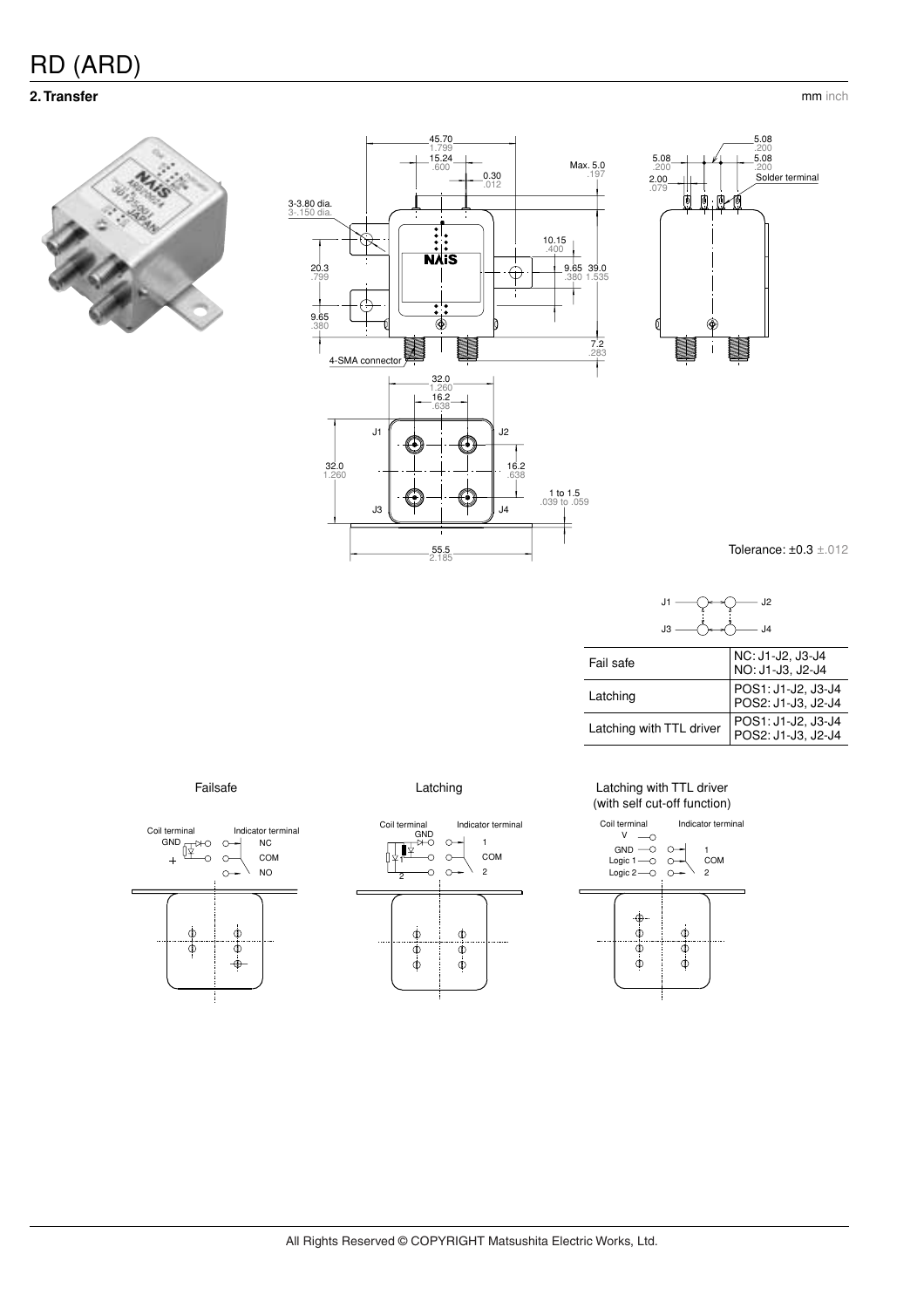# RD (ARD)

## 2. Transfer

mm inch

Tolerance: ±0.3 ±.012

| Fail safe | NC: J1-J2, J3-J4<br>NO: J1-J3, J2-J4 |
|---|---|
| Latching | POS1: J1-J2, J3-J4<br>POS2: J1-J3, J2-J4 |
| Latching with TTL driver | POS1: J1-J2, J3-J4<br>POS2: J1-J3, J2-J4 |

Failsafe

Latching

Latching with TTL driver
(with self cut-off function)

All Rights Reserved © COPYRIGHT Matsushita Electric Works, Ltd.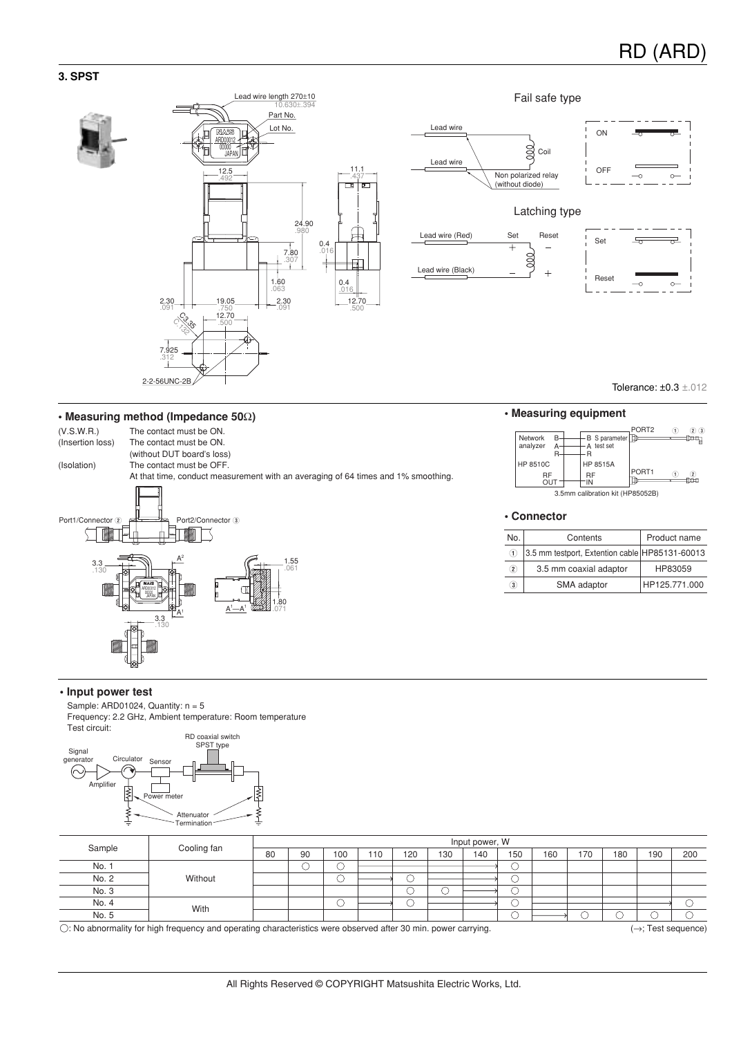### 3. SPST

Fail safe type

Latching type

Tolerance: ±0.3 ±.012

**• Measuring method (Impedance 50Ω)**

(V.S.W.R.) The contact must be ON.
(Insertion loss) The contact must be ON.
(without DUT board's loss)
(Isolation) The contact must be OFF.
At that time, conduct measurement with an averaging of 64 times and 1% smoothing.

**• Measuring equipment**

**• Connector**

| No. | Contents | Product name |
|---|---|---|
| ① | 3.5 mm testport, Extention cable | HP85131-60013 |
| ② | 3.5 mm coaxial adaptor | HP83059 |
| ③ | SMA adaptor | HP125.771.000 |

**• Input power test**

Sample: ARD01024, Quantity: n = 5
Frequency: 2.2 GHz, Ambient temperature: Room temperature
Test circuit:

| Sample | Cooling fan | Input power, W | | | | | | | | | | | |
|---|---|---|---|---|---|---|---|---|---|---|---|---|---|
| | | 80 | 90 | 100 | 110 | 120 | 130 | 140 | 150 | 160 | 170 | 180 | 190 | 200 |
| No. 1 | Without | | ○ | ○ | → | → | → | → | ○ | | | | | |
| No. 2 | | | | ○ | → | ○ | → | → | ○ | | | | | |
| No. 3 | | | | | | ○ | ○ | → | ○ | | | | | |
| No. 4 | With | | | ○ | → | ○ | → | → | ○ | → | → | → | → | ○ |
| No. 5 | | | | | | | | | ○ | → | ○ | ○ | ○ | ○ |

○: No abnormality for high frequency and operating characteristics were observed after 30 min. power carrying. (→; Test sequence)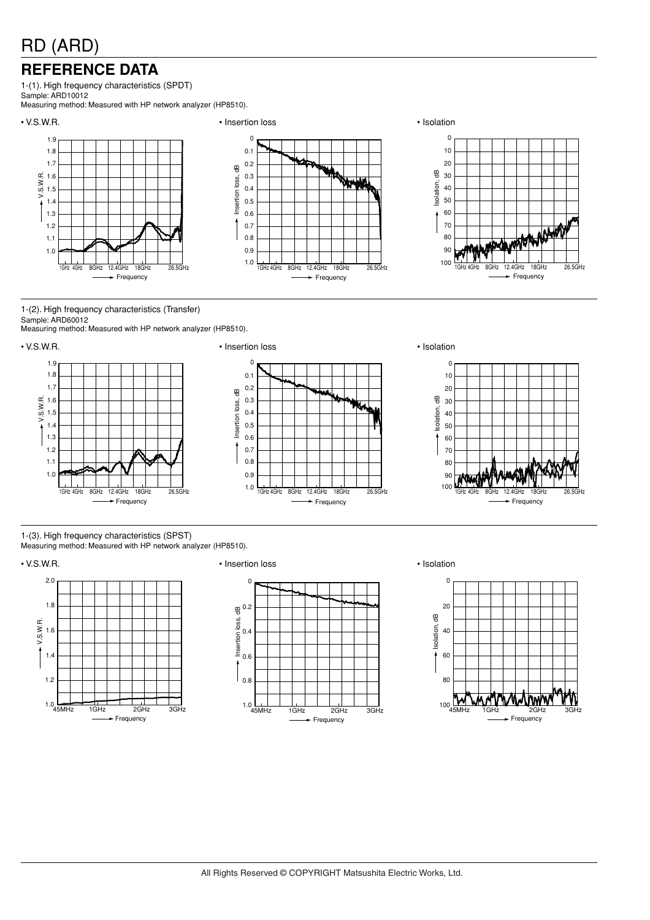# RD (ARD)

## REFERENCE DATA

1-(1). High frequency characteristics (SPDT)
Sample: ARD10012
Measuring method: Measured with HP network analyzer (HP8510).

• V.S.W.R.

• Insertion loss

• Isolation

1-(2). High frequency characteristics (Transfer)
Sample: ARD60012
Measuring method: Measured with HP network analyzer (HP8510).

• V.S.W.R.

• Insertion loss

• Isolation

1-(3). High frequency characteristics (SPST)
Measuring method: Measured with HP network analyzer (HP8510).

• V.S.W.R.

• Insertion loss

• Isolation

All Rights Reserved © COPYRIGHT Matsushita Electric Works, Ltd.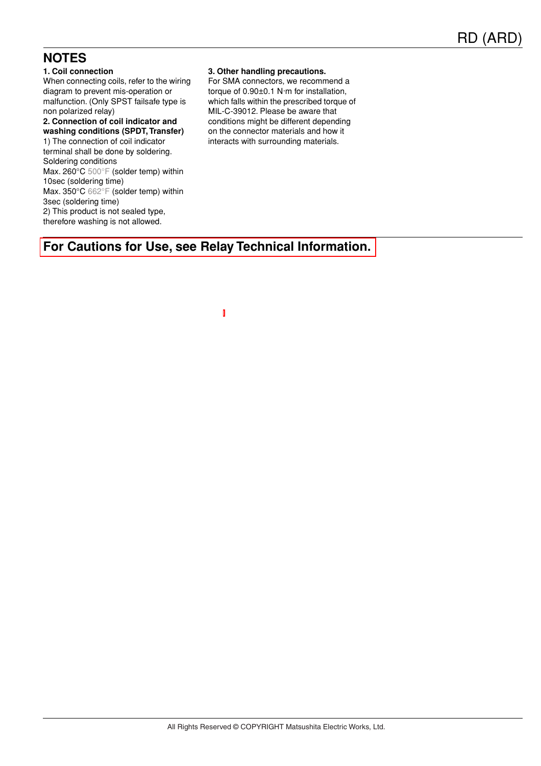## NOTES

**1. Coil connection**

When connecting coils, refer to the wiring diagram to prevent mis-operation or malfunction. (Only SPST failsafe type is non polarized relay)

**2. Connection of coil indicator and washing conditions (SPDT, Transfer)**

1) The connection of coil indicator terminal shall be done by soldering.

Soldering conditions

Max. 260°C 500°F (solder temp) within 10sec (soldering time)

Max. 350°C 662°F (solder temp) within 3sec (soldering time)

2) This product is not sealed type, therefore washing is not allowed.

**3. Other handling precautions.**

For SMA connectors, we recommend a torque of 0.90±0.1 N·m for installation, which falls within the prescribed torque of MIL-C-39012. Please be aware that conditions might be different depending on the connector materials and how it interacts with surrounding materials.

## For Cautions for Use, see Relay Technical Information.

All Rights Reserved © COPYRIGHT Matsushita Electric Works, Ltd.